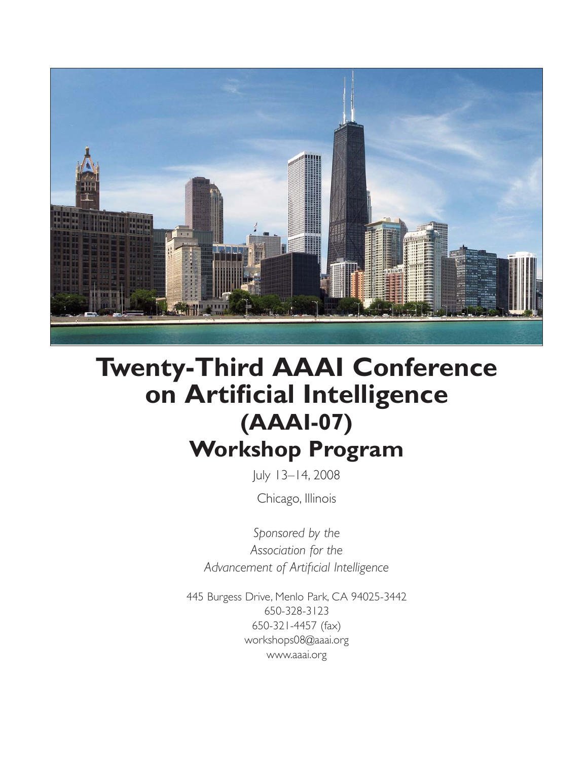# Twenty-Third AAAI Conference on Artificial Intelligence (AAAI-07)

# Workshop Program

July 13–14, 2008

Chicago, Illinois

*Sponsored by the*
*Association for the*
*Advancement of Artificial Intelligence*

445 Burgess Drive, Menlo Park, CA 94025-3442
650-328-3123
650-321-4457 (fax)
workshops08@aaai.org
www.aaai.org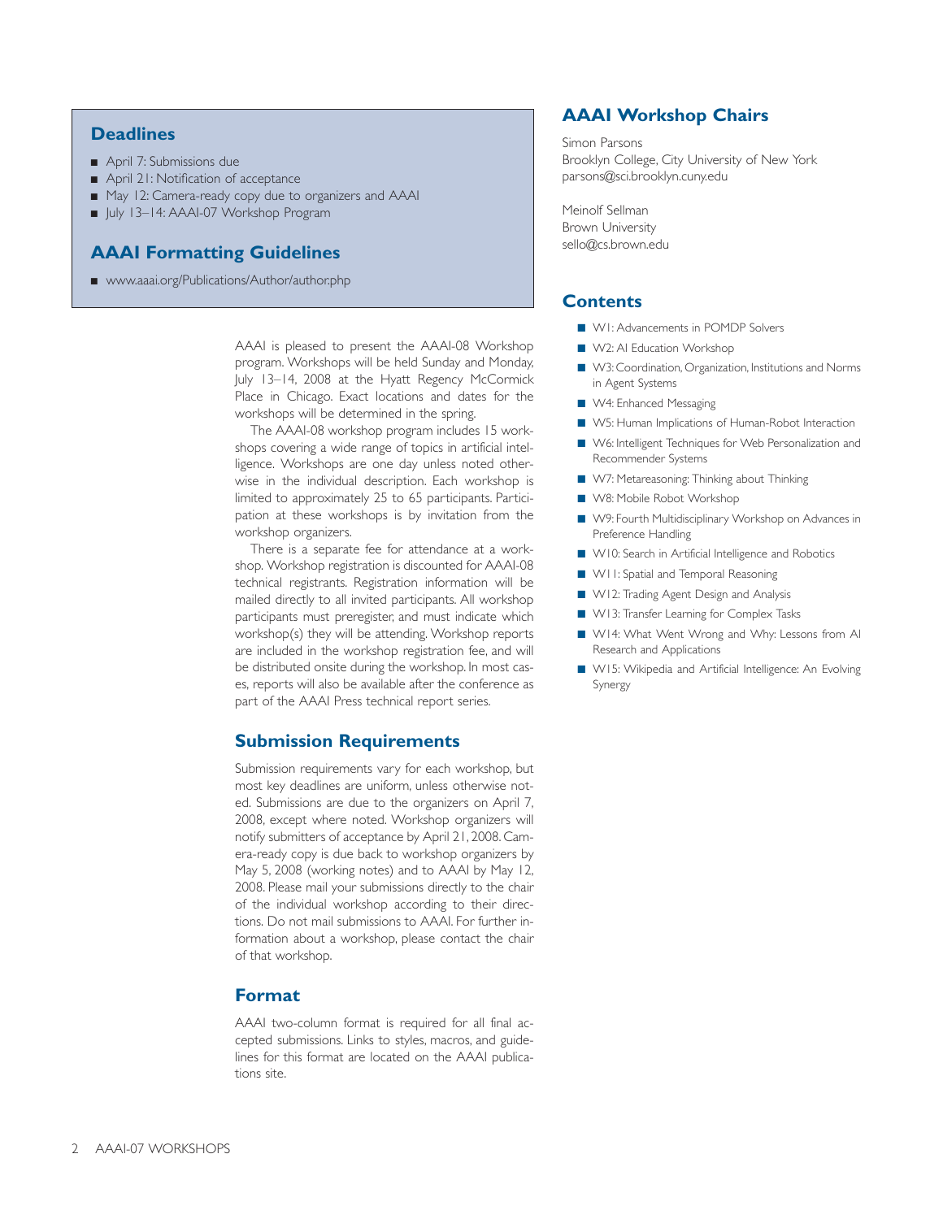## Deadlines

- April 7: Submissions due
- April 21: Notification of acceptance
- May 12: Camera-ready copy due to organizers and AAAI
- July 13–14: AAAI-07 Workshop Program

## AAAI Formatting Guidelines

- www.aaai.org/Publications/Author/author.php

AAAI is pleased to present the AAAI-08 Workshop program. Workshops will be held Sunday and Monday, July 13–14, 2008 at the Hyatt Regency McCormick Place in Chicago. Exact locations and dates for the workshops will be determined in the spring.

The AAAI-08 workshop program includes 15 workshops covering a wide range of topics in artificial intelligence. Workshops are one day unless noted otherwise in the individual description. Each workshop is limited to approximately 25 to 65 participants. Participation at these workshops is by invitation from the workshop organizers.

There is a separate fee for attendance at a workshop. Workshop registration is discounted for AAAI-08 technical registrants. Registration information will be mailed directly to all invited participants. All workshop participants must preregister, and must indicate which workshop(s) they will be attending. Workshop reports are included in the workshop registration fee, and will be distributed onsite during the workshop. In most cases, reports will also be available after the conference as part of the AAAI Press technical report series.

## Submission Requirements

Submission requirements vary for each workshop, but most key deadlines are uniform, unless otherwise noted. Submissions are due to the organizers on April 7, 2008, except where noted. Workshop organizers will notify submitters of acceptance by April 21, 2008. Camera-ready copy is due back to workshop organizers by May 5, 2008 (working notes) and to AAAI by May 12, 2008. Please mail your submissions directly to the chair of the individual workshop according to their directions. Do not mail submissions to AAAI. For further information about a workshop, please contact the chair of that workshop.

## Format

AAAI two-column format is required for all final accepted submissions. Links to styles, macros, and guidelines for this format are located on the AAAI publications site.

## AAAI Workshop Chairs

Simon Parsons
Brooklyn College, City University of New York
parsons@sci.brooklyn.cuny.edu

Meinolf Sellman
Brown University
sello@cs.brown.edu

## Contents

- W1: Advancements in POMDP Solvers
- W2: AI Education Workshop
- W3: Coordination, Organization, Institutions and Norms in Agent Systems
- W4: Enhanced Messaging
- W5: Human Implications of Human-Robot Interaction
- W6: Intelligent Techniques for Web Personalization and Recommender Systems
- W7: Metareasoning: Thinking about Thinking
- W8: Mobile Robot Workshop
- W9: Fourth Multidisciplinary Workshop on Advances in Preference Handling
- W10: Search in Artificial Intelligence and Robotics
- W11: Spatial and Temporal Reasoning
- W12: Trading Agent Design and Analysis
- W13: Transfer Learning for Complex Tasks
- W14: What Went Wrong and Why: Lessons from AI Research and Applications
- W15: Wikipedia and Artificial Intelligence: An Evolving Synergy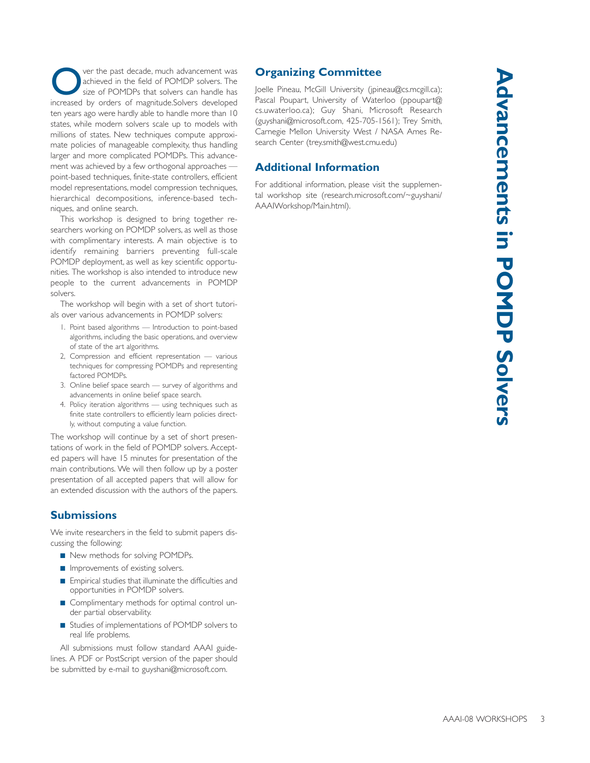# Advancements in POMDP Solvers

Over the past decade, much advancement was achieved in the field of POMDP solvers. The size of POMDPs that solvers can handle has increased by orders of magnitude.Solvers developed ten years ago were hardly able to handle more than 10 states, while modern solvers scale up to models with millions of states. New techniques compute approximate policies of manageable complexity, thus handling larger and more complicated POMDPs. This advancement was achieved by a few orthogonal approaches — point-based techniques, finite-state controllers, efficient model representations, model compression techniques, hierarchical decompositions, inference-based techniques, and online search.

This workshop is designed to bring together researchers working on POMDP solvers, as well as those with complimentary interests. A main objective is to identify remaining barriers preventing full-scale POMDP deployment, as well as key scientific opportunities. The workshop is also intended to introduce new people to the current advancements in POMDP solvers.

The workshop will begin with a set of short tutorials over various advancements in POMDP solvers:

1. Point based algorithms — Introduction to point-based algorithms, including the basic operations, and overview of state of the art algorithms.
2. Compression and efficient representation — various techniques for compressing POMDPs and representing factored POMDPs.
3. Online belief space search — survey of algorithms and advancements in online belief space search.
4. Policy iteration algorithms — using techniques such as finite state controllers to efficiently learn policies directly, without computing a value function.

The workshop will continue by a set of short presentations of work in the field of POMDP solvers. Accepted papers will have 15 minutes for presentation of the main contributions. We will then follow up by a poster presentation of all accepted papers that will allow for an extended discussion with the authors of the papers.

## Submissions

We invite researchers in the field to submit papers discussing the following:

- New methods for solving POMDPs.
- Improvements of existing solvers.
- Empirical studies that illuminate the difficulties and opportunities in POMDP solvers.
- Complimentary methods for optimal control under partial observability.
- Studies of implementations of POMDP solvers to real life problems.

All submissions must follow standard AAAI guidelines. A PDF or PostScript version of the paper should be submitted by e-mail to guyshani@microsoft.com.

## Organizing Committee

Joelle Pineau, McGill University (jpineau@cs.mcgill.ca); Pascal Poupart, University of Waterloo (ppoupart@cs.uwaterloo.ca); Guy Shani, Microsoft Research (guyshani@microsoft.com, 425-705-1561); Trey Smith, Carnegie Mellon University West / NASA Ames Research Center (trey.smith@west.cmu.edu)

## Additional Information

For additional information, please visit the supplemental workshop site (research.microsoft.com/~guyshani/AAAIWorkshop/Main.html).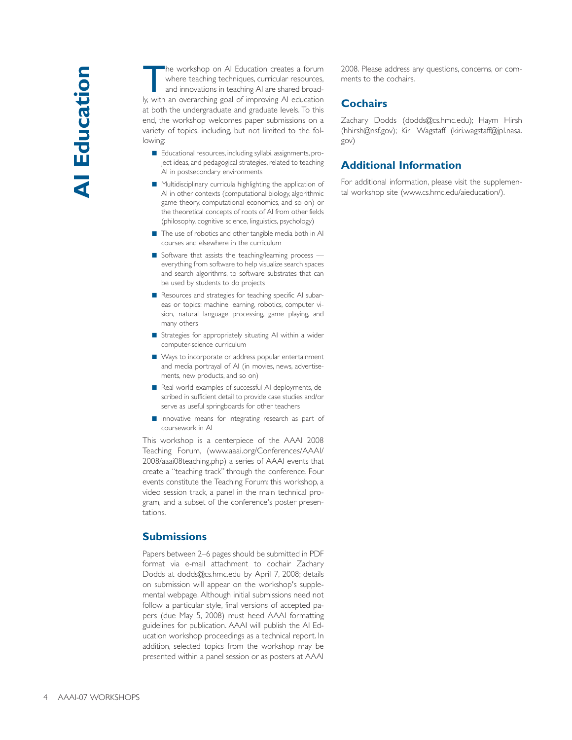# AI Education

The workshop on AI Education creates a forum where teaching techniques, curricular resources, and innovations in teaching AI are shared broadly, with an overarching goal of improving AI education at both the undergraduate and graduate levels. To this end, the workshop welcomes paper submissions on a variety of topics, including, but not limited to the following:

- Educational resources, including syllabi, assignments, project ideas, and pedagogical strategies, related to teaching AI in postsecondary environments
- Multidisciplinary curricula highlighting the application of AI in other contexts (computational biology, algorithmic game theory, computational economics, and so on) or the theoretical concepts of roots of AI from other fields (philosophy, cognitive science, linguistics, psychology)
- The use of robotics and other tangible media both in AI courses and elsewhere in the curriculum
- Software that assists the teaching/learning process — everything from software to help visualize search spaces and search algorithms, to software substrates that can be used by students to do projects
- Resources and strategies for teaching specific AI subareas or topics: machine learning, robotics, computer vision, natural language processing, game playing, and many others
- Strategies for appropriately situating AI within a wider computer-science curriculum
- Ways to incorporate or address popular entertainment and media portrayal of AI (in movies, news, advertisements, new products, and so on)
- Real-world examples of successful AI deployments, described in sufficient detail to provide case studies and/or serve as useful springboards for other teachers
- Innovative means for integrating research as part of coursework in AI

This workshop is a centerpiece of the AAAI 2008 Teaching Forum, (www.aaai.org/Conferences/AAAI/2008/aaai08teaching.php) a series of AAAI events that create a "teaching track" through the conference. Four events constitute the Teaching Forum: this workshop, a video session track, a panel in the main technical program, and a subset of the conference's poster presentations.

## Submissions

Papers between 2–6 pages should be submitted in PDF format via e-mail attachment to cochair Zachary Dodds at dodds@cs.hmc.edu by April 7, 2008; details on submission will appear on the workshop's supplemental webpage. Although initial submissions need not follow a particular style, final versions of accepted papers (due May 5, 2008) must heed AAAI formatting guidelines for publication. AAAI will publish the AI Education workshop proceedings as a technical report. In addition, selected topics from the workshop may be presented within a panel session or as posters at AAAI 2008. Please address any questions, concerns, or comments to the cochairs.

## Cochairs

Zachary Dodds (dodds@cs.hmc.edu); Haym Hirsh (hhirsh@nsf.gov); Kiri Wagstaff (kiri.wagstaff@jpl.nasa.gov)

## Additional Information

For additional information, please visit the supplemental workshop site (www.cs.hmc.edu/aieducation/).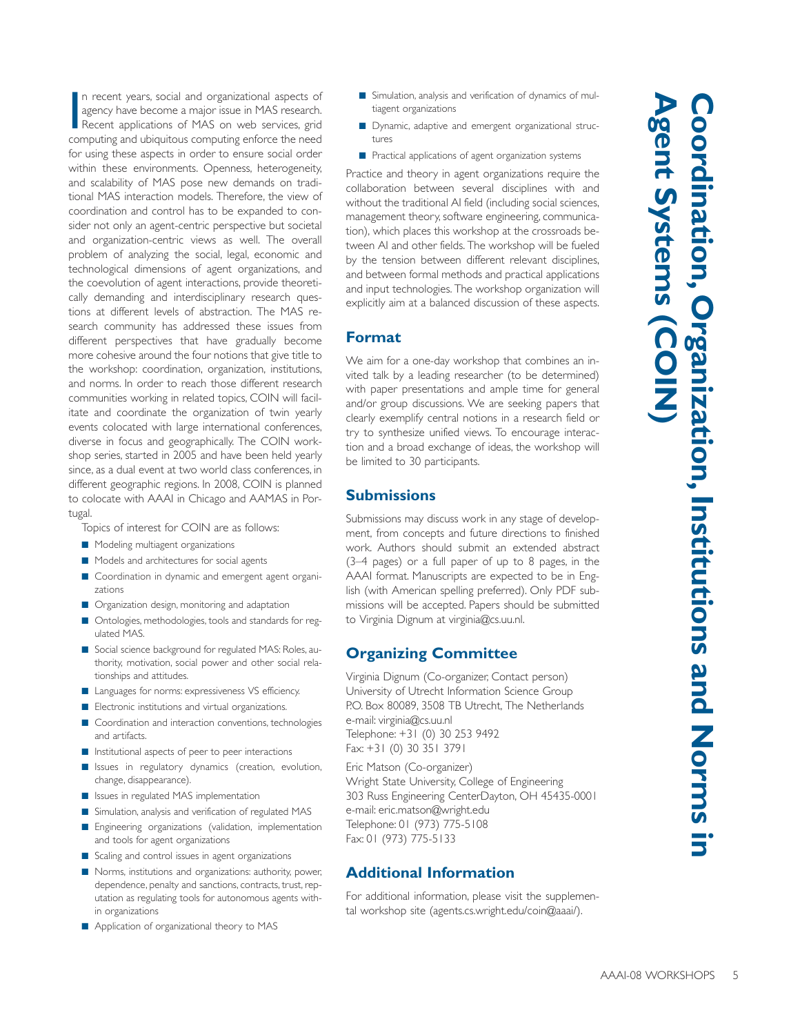# Coordination, Organization, Institutions and Norms in Agent Systems (COIN)

In recent years, social and organizational aspects of agency have become a major issue in MAS research. Recent applications of MAS on web services, grid computing and ubiquitous computing enforce the need for using these aspects in order to ensure social order within these environments. Openness, heterogeneity, and scalability of MAS pose new demands on traditional MAS interaction models. Therefore, the view of coordination and control has to be expanded to consider not only an agent-centric perspective but societal and organization-centric views as well. The overall problem of analyzing the social, legal, economic and technological dimensions of agent organizations, and the coevolution of agent interactions, provide theoretically demanding and interdisciplinary research questions at different levels of abstraction. The MAS research community has addressed these issues from different perspectives that have gradually become more cohesive around the four notions that give title to the workshop: coordination, organization, institutions, and norms. In order to reach those different research communities working in related topics, COIN will facilitate and coordinate the organization of twin yearly events colocated with large international conferences, diverse in focus and geographically. The COIN workshop series, started in 2005 and have been held yearly since, as a dual event at two world class conferences, in different geographic regions. In 2008, COIN is planned to colocate with AAAI in Chicago and AAMAS in Portugal.

Topics of interest for COIN are as follows:

- Modeling multiagent organizations
- Models and architectures for social agents
- Coordination in dynamic and emergent agent organizations
- Organization design, monitoring and adaptation
- Ontologies, methodologies, tools and standards for regulated MAS.
- Social science background for regulated MAS: Roles, authority, motivation, social power and other social relationships and attitudes.
- Languages for norms: expressiveness VS efficiency.
- Electronic institutions and virtual organizations.
- Coordination and interaction conventions, technologies and artifacts.
- Institutional aspects of peer to peer interactions
- Issues in regulatory dynamics (creation, evolution, change, disappearance).
- Issues in regulated MAS implementation
- Simulation, analysis and verification of regulated MAS
- Engineering organizations (validation, implementation and tools for agent organizations
- Scaling and control issues in agent organizations
- Norms, institutions and organizations: authority, power, dependence, penalty and sanctions, contracts, trust, reputation as regulating tools for autonomous agents within organizations
- Application of organizational theory to MAS
- Simulation, analysis and verification of dynamics of multiagent organizations
- Dynamic, adaptive and emergent organizational structures
- Practical applications of agent organization systems

Practice and theory in agent organizations require the collaboration between several disciplines with and without the traditional AI field (including social sciences, management theory, software engineering, communication), which places this workshop at the crossroads between AI and other fields. The workshop will be fueled by the tension between different relevant disciplines, and between formal methods and practical applications and input technologies. The workshop organization will explicitly aim at a balanced discussion of these aspects.

## Format

We aim for a one-day workshop that combines an invited talk by a leading researcher (to be determined) with paper presentations and ample time for general and/or group discussions. We are seeking papers that clearly exemplify central notions in a research field or try to synthesize unified views. To encourage interaction and a broad exchange of ideas, the workshop will be limited to 30 participants.

## Submissions

Submissions may discuss work in any stage of development, from concepts and future directions to finished work. Authors should submit an extended abstract (3–4 pages) or a full paper of up to 8 pages, in the AAAI format. Manuscripts are expected to be in English (with American spelling preferred). Only PDF submissions will be accepted. Papers should be submitted to Virginia Dignum at virginia@cs.uu.nl.

## Organizing Committee

Virginia Dignum (Co-organizer, Contact person)
University of Utrecht Information Science Group
P.O. Box 80089, 3508 TB Utrecht, The Netherlands
e-mail: virginia@cs.uu.nl
Telephone: +31 (0) 30 253 9492
Fax: +31 (0) 30 351 3791

Eric Matson (Co-organizer)
Wright State University, College of Engineering
303 Russ Engineering CenterDayton, OH 45435-0001
e-mail: eric.matson@wright.edu
Telephone: 01 (973) 775-5108
Fax: 01 (973) 775-5133

## Additional Information

For additional information, please visit the supplemental workshop site (agents.cs.wright.edu/coin@aaai/).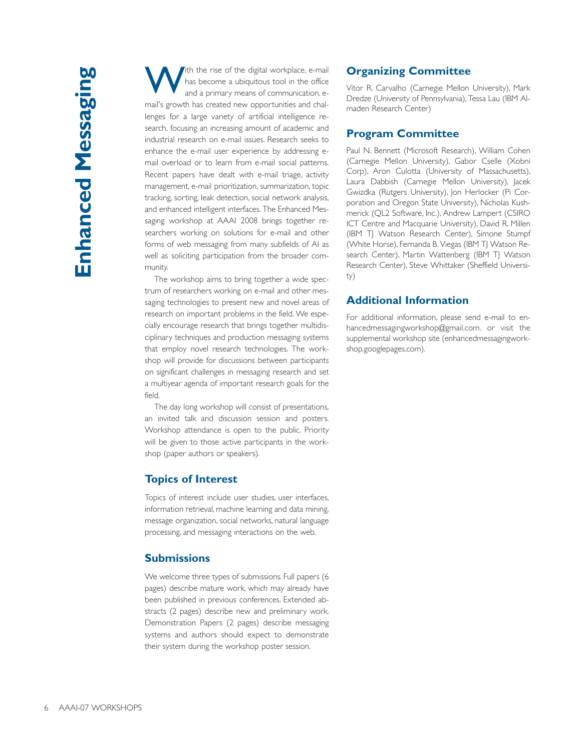# Enhanced Messaging

With the rise of the digital workplace, e-mail has become a ubiquitous tool in the office and a primary means of communication. e-mail's growth has created new opportunities and challenges for a large variety of artificial intelligence research, focusing an increasing amount of academic and industrial research on e-mail issues. Research seeks to enhance the e-mail user experience by addressing e-mail overload or to learn from e-mail social patterns. Recent papers have dealt with e-mail triage, activity management, e-mail prioritization, summarization, topic tracking, sorting, leak detection, social network analysis, and enhanced intelligent interfaces. The Enhanced Messaging workshop at AAAI 2008 brings together researchers working on solutions for e-mail and other forms of web messaging from many subfields of AI as well as soliciting participation from the broader community.

The workshop aims to bring together a wide spectrum of researchers working on e-mail and other messaging technologies to present new and novel areas of research on important problems in the field. We especially encourage research that brings together multidisciplinary techniques and production messaging systems that employ novel research technologies. The workshop will provide for discussions between participants on significant challenges in messaging research and set a multiyear agenda of important research goals for the field.

The day long workshop will consist of presentations, an invited talk and discussion session and posters. Workshop attendance is open to the public. Priority will be given to those active participants in the workshop (paper authors or speakers).

## Topics of Interest

Topics of interest include user studies, user interfaces, information retrieval, machine learning and data mining, message organization, social networks, natural language processing, and messaging interactions on the web.

## Submissions

We welcome three types of submissions. Full papers (6 pages) describe mature work, which may already have been published in previous conferences. Extended abstracts (2 pages) describe new and preliminary work. Demonstration Papers (2 pages) describe messaging systems and authors should expect to demonstrate their system during the workshop poster session.

## Organizing Committee

Vitor R. Carvalho (Carnegie Mellon University), Mark Dredze (University of Pennsylvania), Tessa Lau (IBM Almaden Research Center)

## Program Committee

Paul N. Bennett (Microsoft Research), William Cohen (Carnegie Mellon University), Gabor Cselle (Xobni Corp), Aron Culotta (University of Massachusetts), Laura Dabbish (Carnegie Mellon University), Jacek Gwizdka (Rutgers University), Jon Herlocker (Pi Corporation and Oregon State University), Nicholas Kushmerick (QL2 Software, Inc.), Andrew Lampert (CSIRO ICT Centre and Macquarie University), David R. Millen (IBM TJ Watson Research Center), Simone Stumpf (White Horse), Fernanda B. Viegas (IBM TJ Watson Research Center), Martin Wattenberg (IBM TJ Watson Research Center), Steve Whittaker (Sheffield University)

## Additional Information

For additional information, please send e-mail to enhancedmessagingworkshop@gmail.com. or visit the supplemental workshop site (enhancedmessagingworkshop.googlepages.com).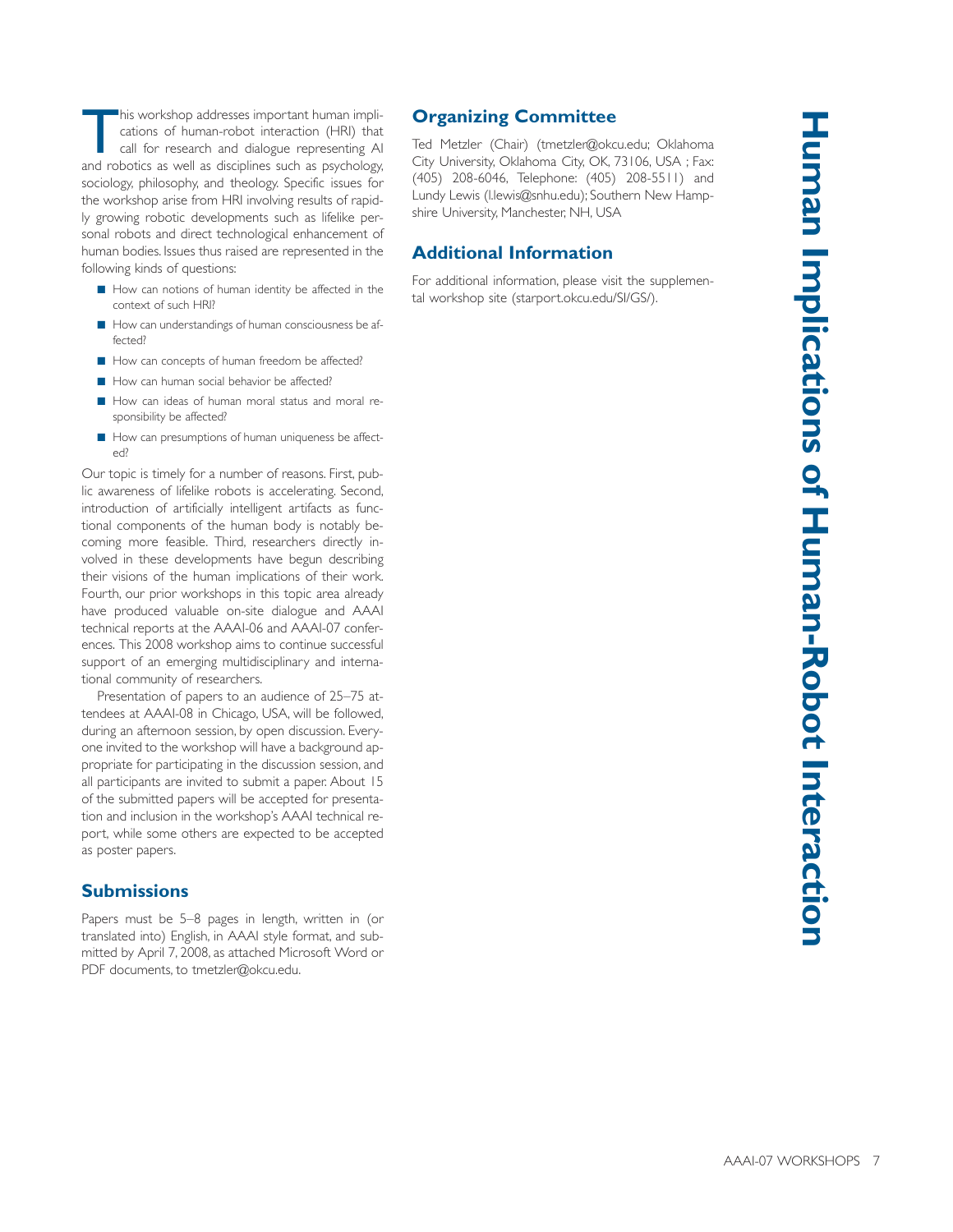# Human Implications of Human-Robot Interaction

This workshop addresses important human implications of human-robot interaction (HRI) that call for research and dialogue representing AI and robotics as well as disciplines such as psychology, sociology, philosophy, and theology. Specific issues for the workshop arise from HRI involving results of rapidly growing robotic developments such as lifelike personal robots and direct technological enhancement of human bodies. Issues thus raised are represented in the following kinds of questions:

- How can notions of human identity be affected in the context of such HRI?
- How can understandings of human consciousness be affected?
- How can concepts of human freedom be affected?
- How can human social behavior be affected?
- How can ideas of human moral status and moral responsibility be affected?
- How can presumptions of human uniqueness be affected?

Our topic is timely for a number of reasons. First, public awareness of lifelike robots is accelerating. Second, introduction of artificially intelligent artifacts as functional components of the human body is notably becoming more feasible. Third, researchers directly involved in these developments have begun describing their visions of the human implications of their work. Fourth, our prior workshops in this topic area already have produced valuable on-site dialogue and AAAI technical reports at the AAAI-06 and AAAI-07 conferences. This 2008 workshop aims to continue successful support of an emerging multidisciplinary and international community of researchers.

Presentation of papers to an audience of 25–75 attendees at AAAI-08 in Chicago, USA, will be followed, during an afternoon session, by open discussion. Everyone invited to the workshop will have a background appropriate for participating in the discussion session, and all participants are invited to submit a paper. About 15 of the submitted papers will be accepted for presentation and inclusion in the workshop's AAAI technical report, while some others are expected to be accepted as poster papers.

## Submissions

Papers must be 5–8 pages in length, written in (or translated into) English, in AAAI style format, and submitted by April 7, 2008, as attached Microsoft Word or PDF documents, to tmetzler@okcu.edu.

## Organizing Committee

Ted Metzler (Chair) (tmetzler@okcu.edu; Oklahoma City University, Oklahoma City, OK, 73106, USA ; Fax: (405) 208-6046, Telephone: (405) 208-5511) and Lundy Lewis (l.lewis@snhu.edu); Southern New Hampshire University, Manchester, NH, USA

## Additional Information

For additional information, please visit the supplemental workshop site (starport.okcu.edu/SI/GS/).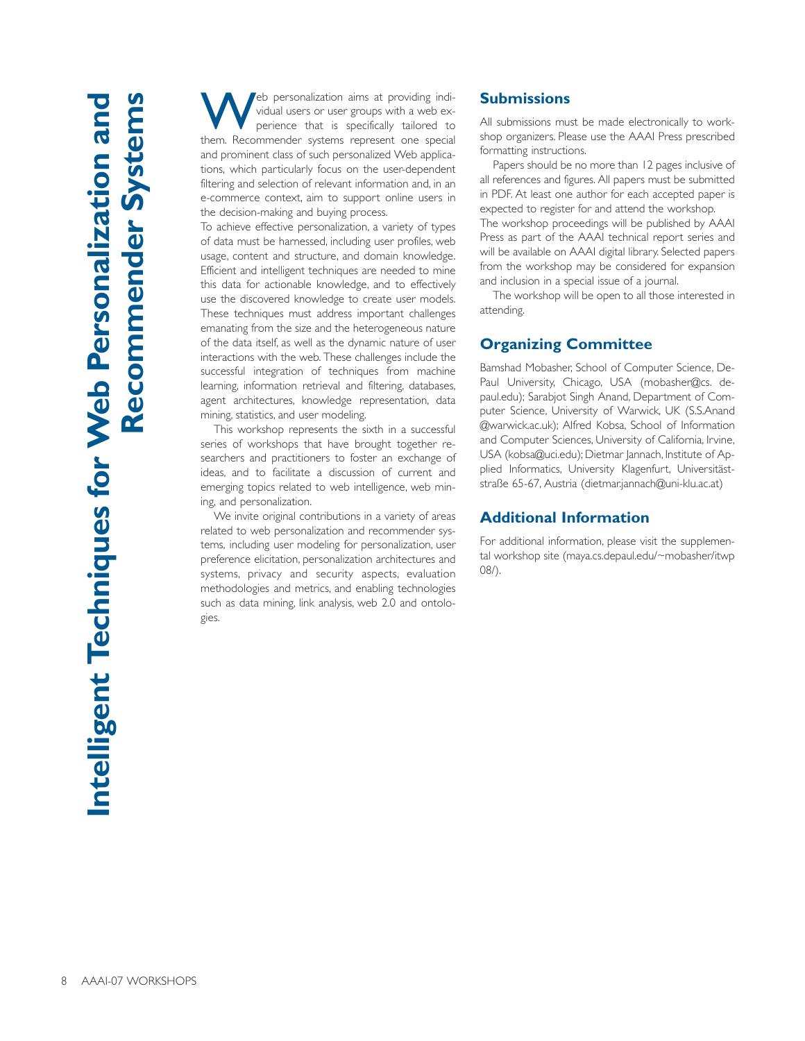# Intelligent Techniques for Web Personalization and Recommender Systems

Web personalization aims at providing individual users or user groups with a web experience that is specifically tailored to them. Recommender systems represent one special and prominent class of such personalized Web applications, which particularly focus on the user-dependent filtering and selection of relevant information and, in an e-commerce context, aim to support online users in the decision-making and buying process.

To achieve effective personalization, a variety of types of data must be harnessed, including user profiles, web usage, content and structure, and domain knowledge. Efficient and intelligent techniques are needed to mine this data for actionable knowledge, and to effectively use the discovered knowledge to create user models. These techniques must address important challenges emanating from the size and the heterogeneous nature of the data itself, as well as the dynamic nature of user interactions with the web. These challenges include the successful integration of techniques from machine learning, information retrieval and filtering, databases, agent architectures, knowledge representation, data mining, statistics, and user modeling.

This workshop represents the sixth in a successful series of workshops that have brought together researchers and practitioners to foster an exchange of ideas, and to facilitate a discussion of current and emerging topics related to web intelligence, web mining, and personalization.

We invite original contributions in a variety of areas related to web personalization and recommender systems, including user modeling for personalization, user preference elicitation, personalization architectures and systems, privacy and security aspects, evaluation methodologies and metrics, and enabling technologies such as data mining, link analysis, web 2.0 and ontologies.

## Submissions

All submissions must be made electronically to workshop organizers. Please use the AAAI Press prescribed formatting instructions.

Papers should be no more than 12 pages inclusive of all references and figures. All papers must be submitted in PDF. At least one author for each accepted paper is expected to register for and attend the workshop.

The workshop proceedings will be published by AAAI Press as part of the AAAI technical report series and will be available on AAAI digital library. Selected papers from the workshop may be considered for expansion and inclusion in a special issue of a journal.

The workshop will be open to all those interested in attending.

## Organizing Committee

Bamshad Mobasher, School of Computer Science, DePaul University, Chicago, USA (mobasher@cs.depaul.edu); Sarabjot Singh Anand, Department of Computer Science, University of Warwick, UK (S.S.Anand@warwick.ac.uk); Alfred Kobsa, School of Information and Computer Sciences, University of California, Irvine, USA (kobsa@uci.edu); Dietmar Jannach, Institute of Applied Informatics, University Klagenfurt, Universitätstraße 65-67, Austria (dietmar.jannach@uni-klu.ac.at)

## Additional Information

For additional information, please visit the supplemental workshop site (maya.cs.depaul.edu/~mobasher/itwp08/).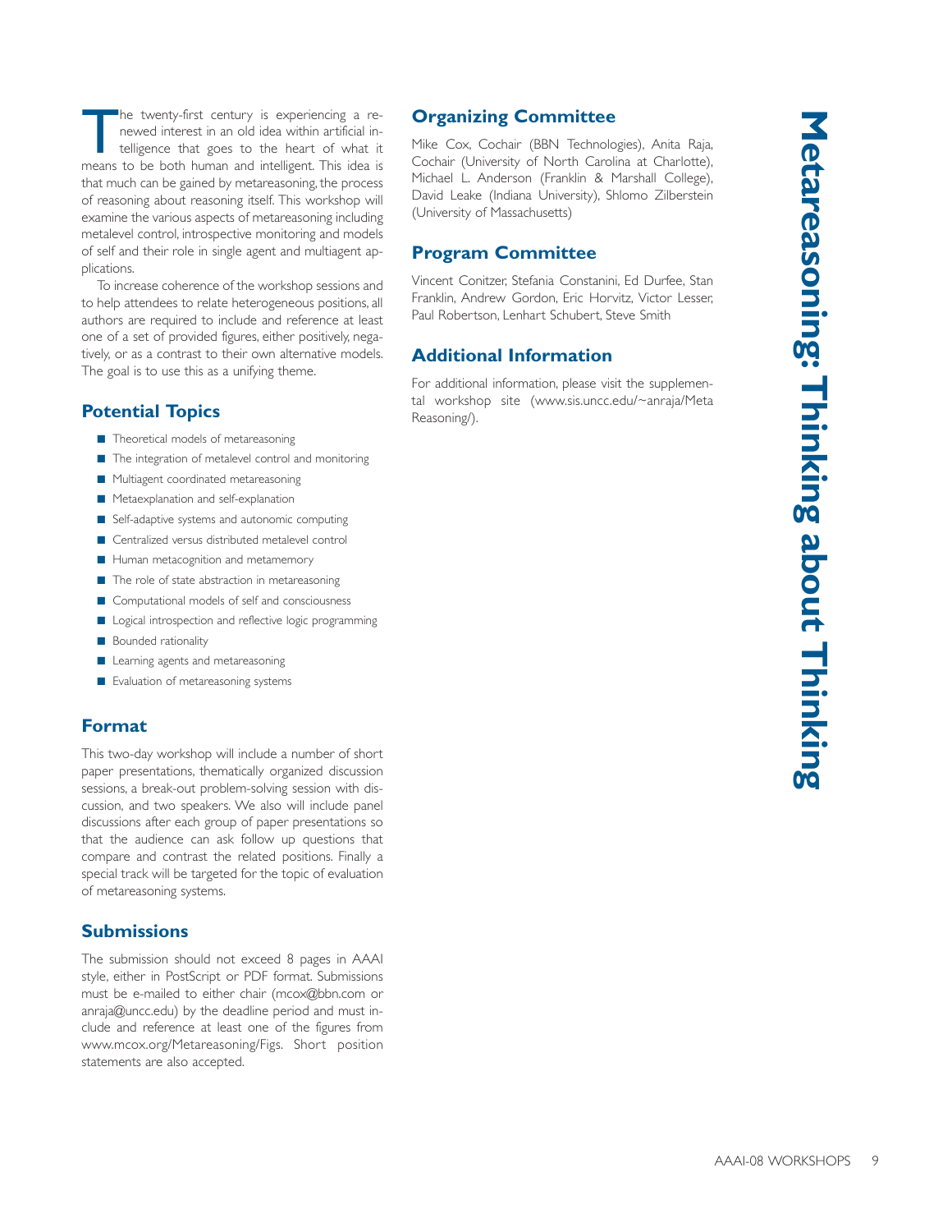# Metareasoning: Thinking about Thinking

The twenty-first century is experiencing a renewed interest in an old idea within artificial intelligence that goes to the heart of what it means to be both human and intelligent. This idea is that much can be gained by metareasoning, the process of reasoning about reasoning itself. This workshop will examine the various aspects of metareasoning including metalevel control, introspective monitoring and models of self and their role in single agent and multiagent applications.

To increase coherence of the workshop sessions and to help attendees to relate heterogeneous positions, all authors are required to include and reference at least one of a set of provided figures, either positively, negatively, or as a contrast to their own alternative models. The goal is to use this as a unifying theme.

## Potential Topics

- Theoretical models of metareasoning
- The integration of metalevel control and monitoring
- Multiagent coordinated metareasoning
- Metaexplanation and self-explanation
- Self-adaptive systems and autonomic computing
- Centralized versus distributed metalevel control
- Human metacognition and metamemory
- The role of state abstraction in metareasoning
- Computational models of self and consciousness
- Logical introspection and reflective logic programming
- Bounded rationality
- Learning agents and metareasoning
- Evaluation of metareasoning systems

## Format

This two-day workshop will include a number of short paper presentations, thematically organized discussion sessions, a break-out problem-solving session with discussion, and two speakers. We also will include panel discussions after each group of paper presentations so that the audience can ask follow up questions that compare and contrast the related positions. Finally a special track will be targeted for the topic of evaluation of metareasoning systems.

## Submissions

The submission should not exceed 8 pages in AAAI style, either in PostScript or PDF format. Submissions must be e-mailed to either chair (mcox@bbn.com or anraja@uncc.edu) by the deadline period and must include and reference at least one of the figures from www.mcox.org/Metareasoning/Figs. Short position statements are also accepted.

## Organizing Committee

Mike Cox, Cochair (BBN Technologies), Anita Raja, Cochair (University of North Carolina at Charlotte), Michael L. Anderson (Franklin & Marshall College), David Leake (Indiana University), Shlomo Zilberstein (University of Massachusetts)

## Program Committee

Vincent Conitzer, Stefania Constanini, Ed Durfee, Stan Franklin, Andrew Gordon, Eric Horvitz, Victor Lesser, Paul Robertson, Lenhart Schubert, Steve Smith

## Additional Information

For additional information, please visit the supplemental workshop site (www.sis.uncc.edu/~anraja/MetaReasoning/).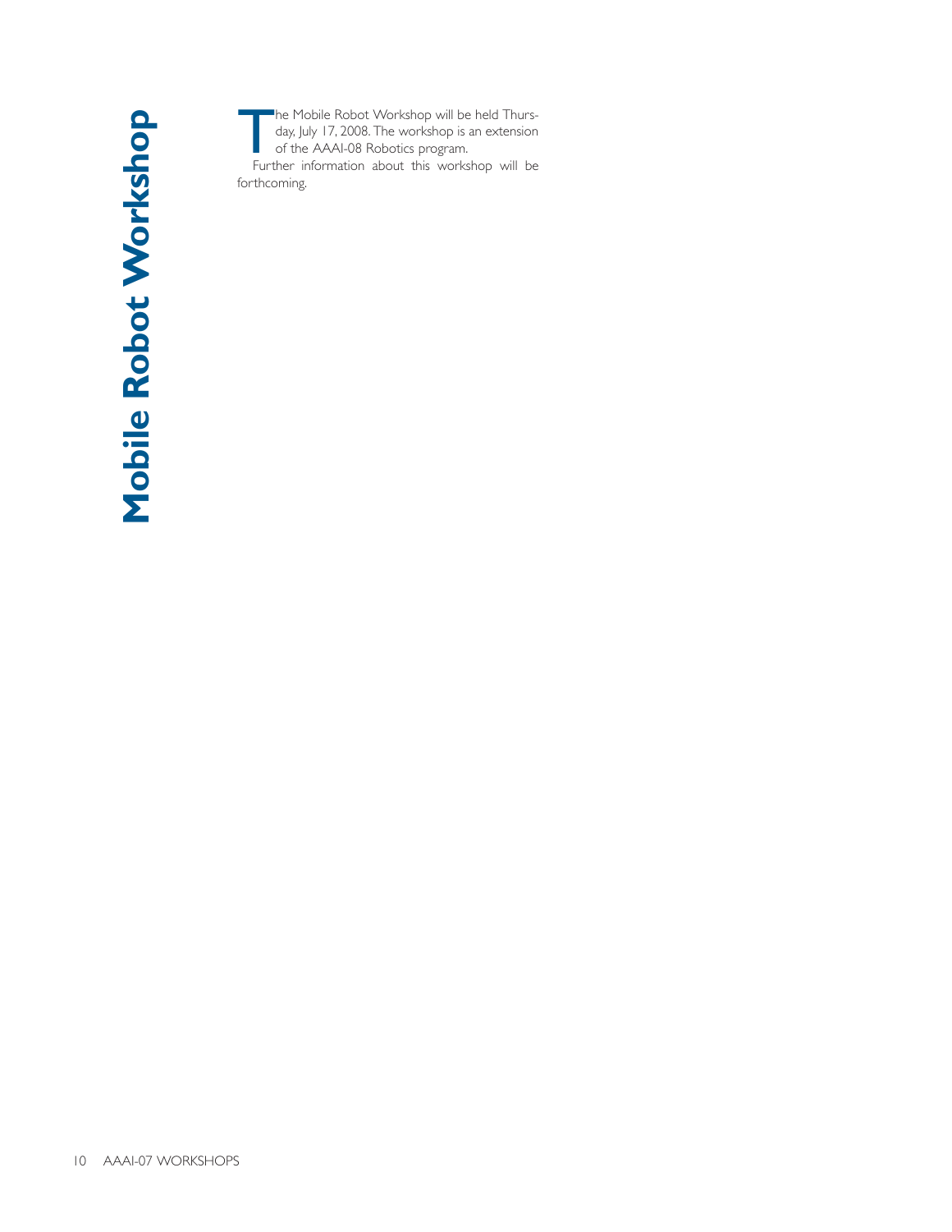# Mobile Robot Workshop

The Mobile Robot Workshop will be held Thursday, July 17, 2008. The workshop is an extension of the AAAI-08 Robotics program.

Further information about this workshop will be forthcoming.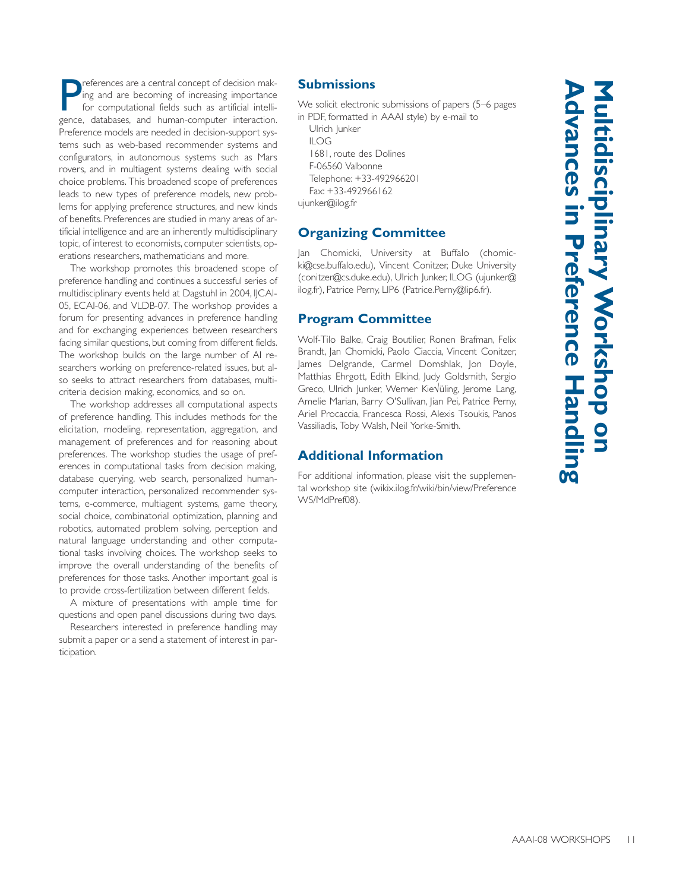# Multidisciplinary Workshop on Advances in Preference Handling

Preferences are a central concept of decision making and are becoming of increasing importance for computational fields such as artificial intelligence, databases, and human-computer interaction. Preference models are needed in decision-support systems such as web-based recommender systems and configurators, in autonomous systems such as Mars rovers, and in multiagent systems dealing with social choice problems. This broadened scope of preferences leads to new types of preference models, new problems for applying preference structures, and new kinds of benefits. Preferences are studied in many areas of artificial intelligence and are an inherently multidisciplinary topic, of interest to economists, computer scientists, operations researchers, mathematicians and more.

The workshop promotes this broadened scope of preference handling and continues a successful series of multidisciplinary events held at Dagstuhl in 2004, IJCAI-05, ECAI-06, and VLDB-07. The workshop provides a forum for presenting advances in preference handling and for exchanging experiences between researchers facing similar questions, but coming from different fields. The workshop builds on the large number of AI researchers working on preference-related issues, but also seeks to attract researchers from databases, multicriteria decision making, economics, and so on.

The workshop addresses all computational aspects of preference handling. This includes methods for the elicitation, modeling, representation, aggregation, and management of preferences and for reasoning about preferences. The workshop studies the usage of preferences in computational tasks from decision making, database querying, web search, personalized human-computer interaction, personalized recommender systems, e-commerce, multiagent systems, game theory, social choice, combinatorial optimization, planning and robotics, automated problem solving, perception and natural language understanding and other computational tasks involving choices. The workshop seeks to improve the overall understanding of the benefits of preferences for those tasks. Another important goal is to provide cross-fertilization between different fields.

A mixture of presentations with ample time for questions and open panel discussions during two days.

Researchers interested in preference handling may submit a paper or a send a statement of interest in participation.

## Submissions

We solicit electronic submissions of papers (5–6 pages in PDF, formatted in AAAI style) by e-mail to

Ulrich Junker
ILOG
1681, route des Dolines
F-06560 Valbonne
Telephone: +33-492966201
Fax: +33-492966162
ujunker@ilog.fr

## Organizing Committee

Jan Chomicki, University at Buffalo (chomicki@cse.buffalo.edu), Vincent Conitzer, Duke University (conitzer@cs.duke.edu), Ulrich Junker, ILOG (ujunker@ilog.fr), Patrice Perny, LIP6 (Patrice.Perny@lip6.fr).

## Program Committee

Wolf-Tilo Balke, Craig Boutilier, Ronen Brafman, Felix Brandt, Jan Chomicki, Paolo Ciaccia, Vincent Conitzer, James Delgrande, Carmel Domshlak, Jon Doyle, Matthias Ehrgott, Edith Elkind, Judy Goldsmith, Sergio Greco, Ulrich Junker, Werner Kie√üling, Jerome Lang, Amelie Marian, Barry O'Sullivan, Jian Pei, Patrice Perny, Ariel Procaccia, Francesca Rossi, Alexis Tsoukis, Panos Vassiliadis, Toby Walsh, Neil Yorke-Smith.

## Additional Information

For additional information, please visit the supplemental workshop site (wikix.ilog.fr/wiki/bin/view/PreferenceWS/MdPref08).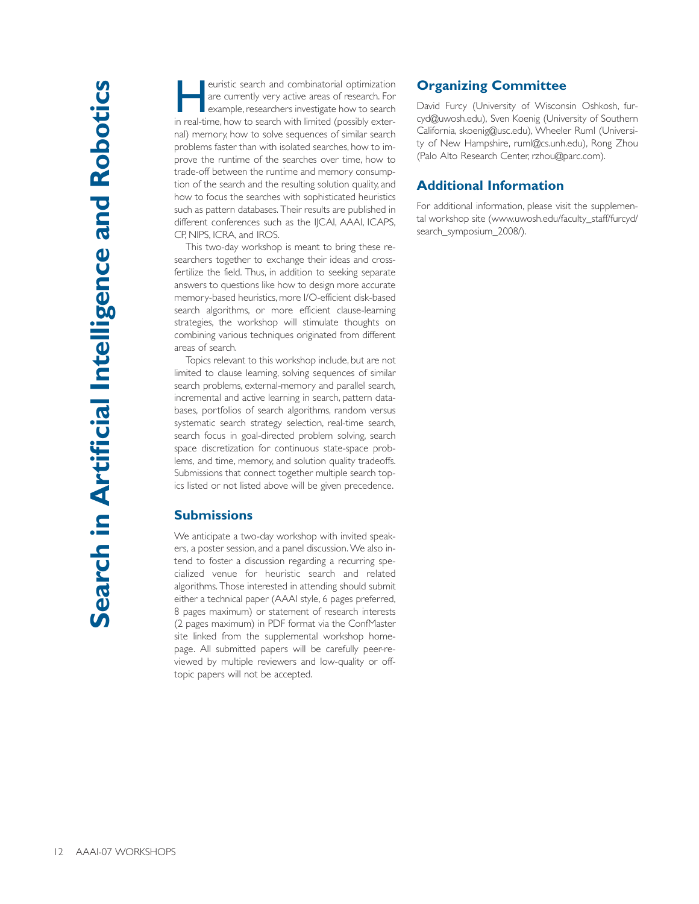# Search in Artificial Intelligence and Robotics

Heuristic search and combinatorial optimization are currently very active areas of research. For example, researchers investigate how to search in real-time, how to search with limited (possibly external) memory, how to solve sequences of similar search problems faster than with isolated searches, how to improve the runtime of the searches over time, how to trade-off between the runtime and memory consumption of the search and the resulting solution quality, and how to focus the searches with sophisticated heuristics such as pattern databases. Their results are published in different conferences such as the IJCAI, AAAI, ICAPS, CP, NIPS, ICRA, and IROS.

This two-day workshop is meant to bring these researchers together to exchange their ideas and cross-fertilize the field. Thus, in addition to seeking separate answers to questions like how to design more accurate memory-based heuristics, more I/O-efficient disk-based search algorithms, or more efficient clause-learning strategies, the workshop will stimulate thoughts on combining various techniques originated from different areas of search.

Topics relevant to this workshop include, but are not limited to clause learning, solving sequences of similar search problems, external-memory and parallel search, incremental and active learning in search, pattern databases, portfolios of search algorithms, random versus systematic search strategy selection, real-time search, search focus in goal-directed problem solving, search space discretization for continuous state-space problems, and time, memory, and solution quality tradeoffs. Submissions that connect together multiple search topics listed or not listed above will be given precedence.

## Submissions

We anticipate a two-day workshop with invited speakers, a poster session, and a panel discussion. We also intend to foster a discussion regarding a recurring specialized venue for heuristic search and related algorithms. Those interested in attending should submit either a technical paper (AAAI style, 6 pages preferred, 8 pages maximum) or statement of research interests (2 pages maximum) in PDF format via the ConfMaster site linked from the supplemental workshop homepage. All submitted papers will be carefully peer-reviewed by multiple reviewers and low-quality or off-topic papers will not be accepted.

## Organizing Committee

David Furcy (University of Wisconsin Oshkosh, furcyd@uwosh.edu), Sven Koenig (University of Southern California, skoenig@usc.edu), Wheeler Ruml (University of New Hampshire, ruml@cs.unh.edu), Rong Zhou (Palo Alto Research Center, rzhou@parc.com).

## Additional Information

For additional information, please visit the supplemental workshop site (www.uwosh.edu/faculty_staff/furcyd/search_symposium_2008/).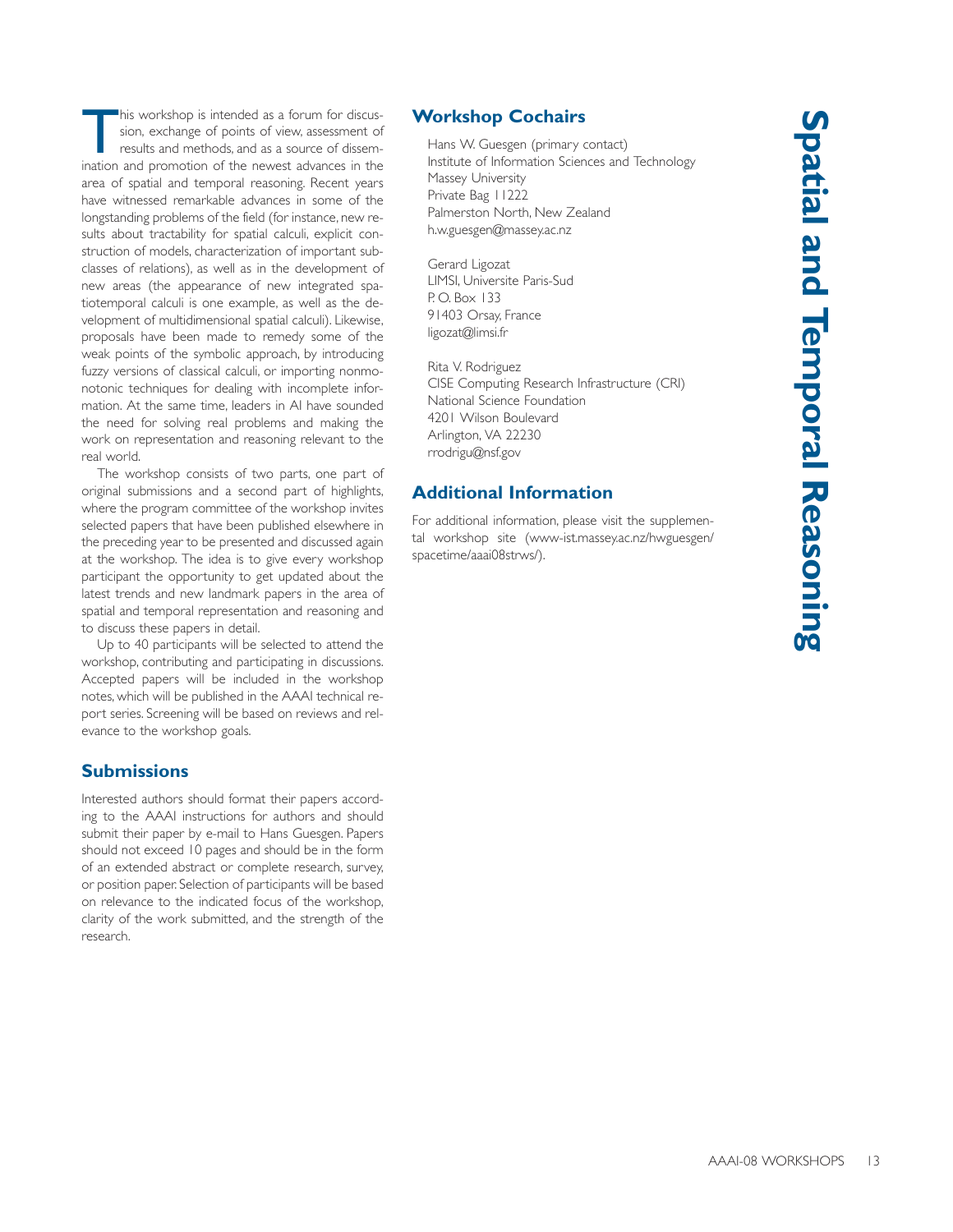# Spatial and Temporal Reasoning

This workshop is intended as a forum for discussion, exchange of points of view, assessment of results and methods, and as a source of dissemination and promotion of the newest advances in the area of spatial and temporal reasoning. Recent years have witnessed remarkable advances in some of the longstanding problems of the field (for instance, new results about tractability for spatial calculi, explicit construction of models, characterization of important subclasses of relations), as well as in the development of new areas (the appearance of new integrated spatiotemporal calculi is one example, as well as the development of multidimensional spatial calculi). Likewise, proposals have been made to remedy some of the weak points of the symbolic approach, by introducing fuzzy versions of classical calculi, or importing nonmonotonic techniques for dealing with incomplete information. At the same time, leaders in AI have sounded the need for solving real problems and making the work on representation and reasoning relevant to the real world.

The workshop consists of two parts, one part of original submissions and a second part of highlights, where the program committee of the workshop invites selected papers that have been published elsewhere in the preceding year to be presented and discussed again at the workshop. The idea is to give every workshop participant the opportunity to get updated about the latest trends and new landmark papers in the area of spatial and temporal representation and reasoning and to discuss these papers in detail.

Up to 40 participants will be selected to attend the workshop, contributing and participating in discussions. Accepted papers will be included in the workshop notes, which will be published in the AAAI technical report series. Screening will be based on reviews and relevance to the workshop goals.

## Submissions

Interested authors should format their papers according to the AAAI instructions for authors and should submit their paper by e-mail to Hans Guesgen. Papers should not exceed 10 pages and should be in the form of an extended abstract or complete research, survey, or position paper. Selection of participants will be based on relevance to the indicated focus of the workshop, clarity of the work submitted, and the strength of the research.

## Workshop Cochairs

Hans W. Guesgen (primary contact)
Institute of Information Sciences and Technology
Massey University
Private Bag 11222
Palmerston North, New Zealand
h.w.guesgen@massey.ac.nz

Gerard Ligozat
LIMSI, Universite Paris-Sud
P. O. Box 133
91403 Orsay, France
ligozat@limsi.fr

Rita V. Rodriguez
CISE Computing Research Infrastructure (CRI)
National Science Foundation
4201 Wilson Boulevard
Arlington, VA 22230
rrodrigu@nsf.gov

## Additional Information

For additional information, please visit the supplemental workshop site (www-ist.massey.ac.nz/hwguesgen/spacetime/aaai08strws/).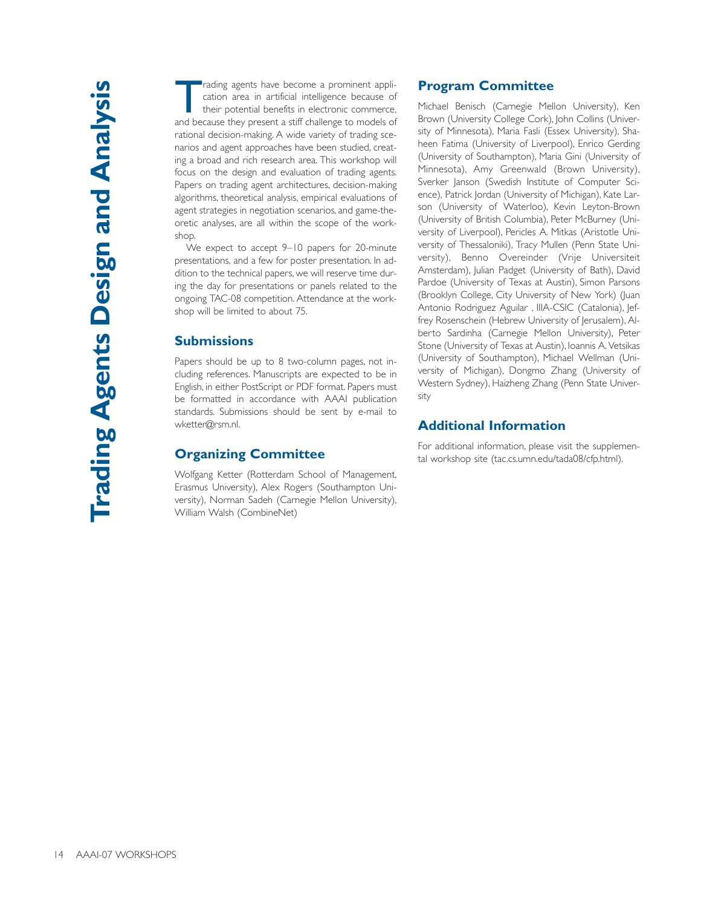# Trading Agents Design and Analysis

Trading agents have become a prominent application area in artificial intelligence because of their potential benefits in electronic commerce, and because they present a stiff challenge to models of rational decision-making. A wide variety of trading scenarios and agent approaches have been studied, creating a broad and rich research area. This workshop will focus on the design and evaluation of trading agents. Papers on trading agent architectures, decision-making algorithms, theoretical analysis, empirical evaluations of agent strategies in negotiation scenarios, and game-theoretic analyses, are all within the scope of the workshop.

We expect to accept 9–10 papers for 20-minute presentations, and a few for poster presentation. In addition to the technical papers, we will reserve time during the day for presentations or panels related to the ongoing TAC-08 competition. Attendance at the workshop will be limited to about 75.

## Submissions

Papers should be up to 8 two-column pages, not including references. Manuscripts are expected to be in English, in either PostScript or PDF format. Papers must be formatted in accordance with AAAI publication standards. Submissions should be sent by e-mail to wketter@rsm.nl.

## Organizing Committee

Wolfgang Ketter (Rotterdam School of Management, Erasmus University), Alex Rogers (Southampton University), Norman Sadeh (Carnegie Mellon University), William Walsh (CombineNet)

## Program Committee

Michael Benisch (Carnegie Mellon University), Ken Brown (University College Cork), John Collins (University of Minnesota), Maria Fasli (Essex University), Shaheen Fatima (University of Liverpool), Enrico Gerding (University of Southampton), Maria Gini (University of Minnesota), Amy Greenwald (Brown University), Sverker Janson (Swedish Institute of Computer Science), Patrick Jordan (University of Michigan), Kate Larson (University of Waterloo), Kevin Leyton-Brown (University of British Columbia), Peter McBurney (University of Liverpool), Pericles A. Mitkas (Aristotle University of Thessaloniki), Tracy Mullen (Penn State University), Benno Overeinder (Vrije Universiteit Amsterdam), Julian Padget (University of Bath), David Pardoe (University of Texas at Austin), Simon Parsons (Brooklyn College, City University of New York) (Juan Antonio Rodriguez Aguilar , IIIA-CSIC (Catalonia), Jeffrey Rosenschein (Hebrew University of Jerusalem), Alberto Sardinha (Carnegie Mellon University), Peter Stone (University of Texas at Austin), Ioannis A. Vetsikas (University of Southampton), Michael Wellman (University of Michigan), Dongmo Zhang (University of Western Sydney), Haizheng Zhang (Penn State University

## Additional Information

For additional information, please visit the supplemental workshop site (tac.cs.umn.edu/tada08/cfp.html).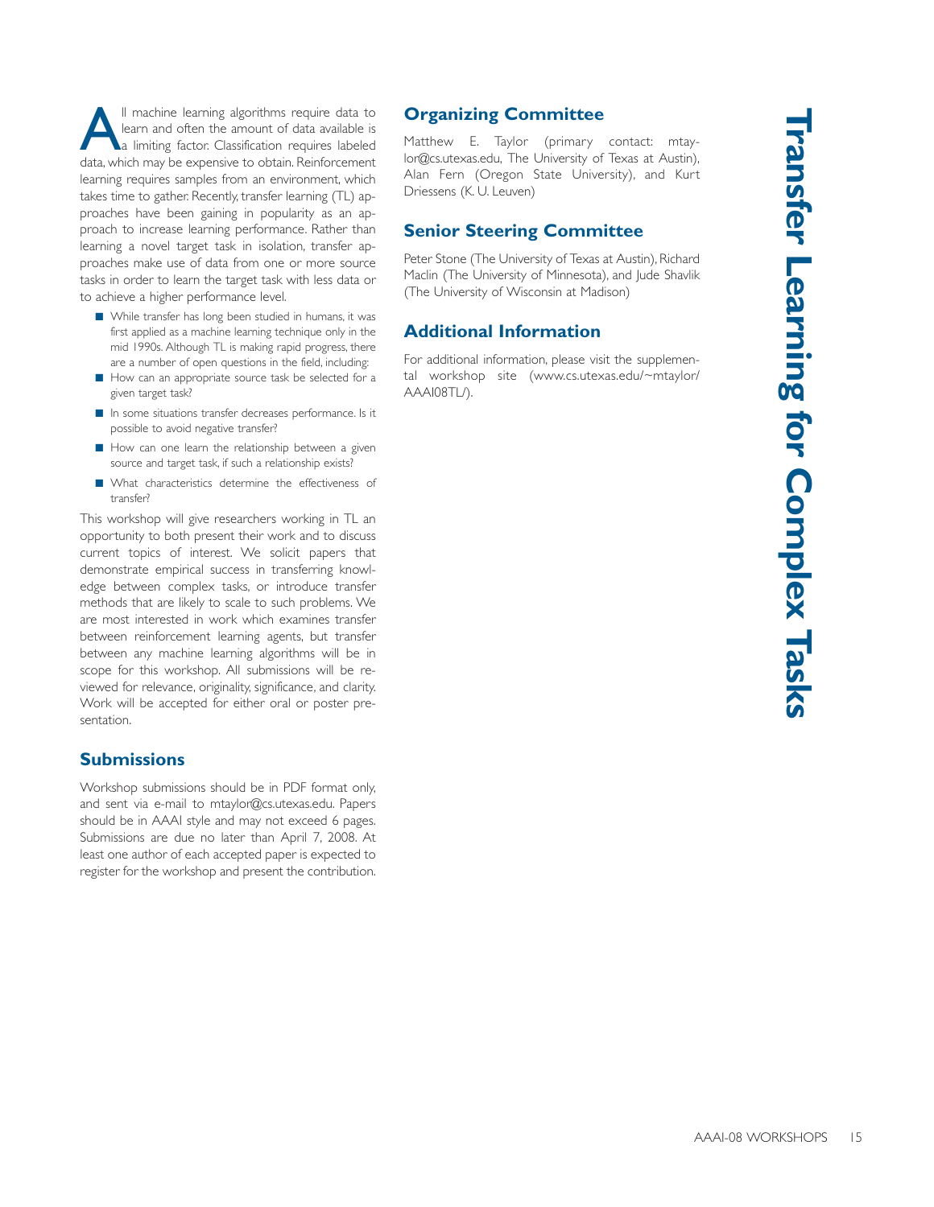# Transfer Learning for Complex Tasks

All machine learning algorithms require data to learn and often the amount of data available is a limiting factor. Classification requires labeled data, which may be expensive to obtain. Reinforcement learning requires samples from an environment, which takes time to gather. Recently, transfer learning (TL) approaches have been gaining in popularity as an approach to increase learning performance. Rather than learning a novel target task in isolation, transfer approaches make use of data from one or more source tasks in order to learn the target task with less data or to achieve a higher performance level.

- While transfer has long been studied in humans, it was first applied as a machine learning technique only in the mid 1990s. Although TL is making rapid progress, there are a number of open questions in the field, including:
- How can an appropriate source task be selected for a given target task?
- In some situations transfer decreases performance. Is it possible to avoid negative transfer?
- How can one learn the relationship between a given source and target task, if such a relationship exists?
- What characteristics determine the effectiveness of transfer?

This workshop will give researchers working in TL an opportunity to both present their work and to discuss current topics of interest. We solicit papers that demonstrate empirical success in transferring knowledge between complex tasks, or introduce transfer methods that are likely to scale to such problems. We are most interested in work which examines transfer between reinforcement learning agents, but transfer between any machine learning algorithms will be in scope for this workshop. All submissions will be reviewed for relevance, originality, significance, and clarity. Work will be accepted for either oral or poster presentation.

## Submissions

Workshop submissions should be in PDF format only, and sent via e-mail to mtaylor@cs.utexas.edu. Papers should be in AAAI style and may not exceed 6 pages. Submissions are due no later than April 7, 2008. At least one author of each accepted paper is expected to register for the workshop and present the contribution.

## Organizing Committee

Matthew E. Taylor (primary contact: mtaylor@cs.utexas.edu, The University of Texas at Austin), Alan Fern (Oregon State University), and Kurt Driessens (K. U. Leuven)

## Senior Steering Committee

Peter Stone (The University of Texas at Austin), Richard Maclin (The University of Minnesota), and Jude Shavlik (The University of Wisconsin at Madison)

## Additional Information

For additional information, please visit the supplemental workshop site (www.cs.utexas.edu/~mtaylor/AAAI08TL/).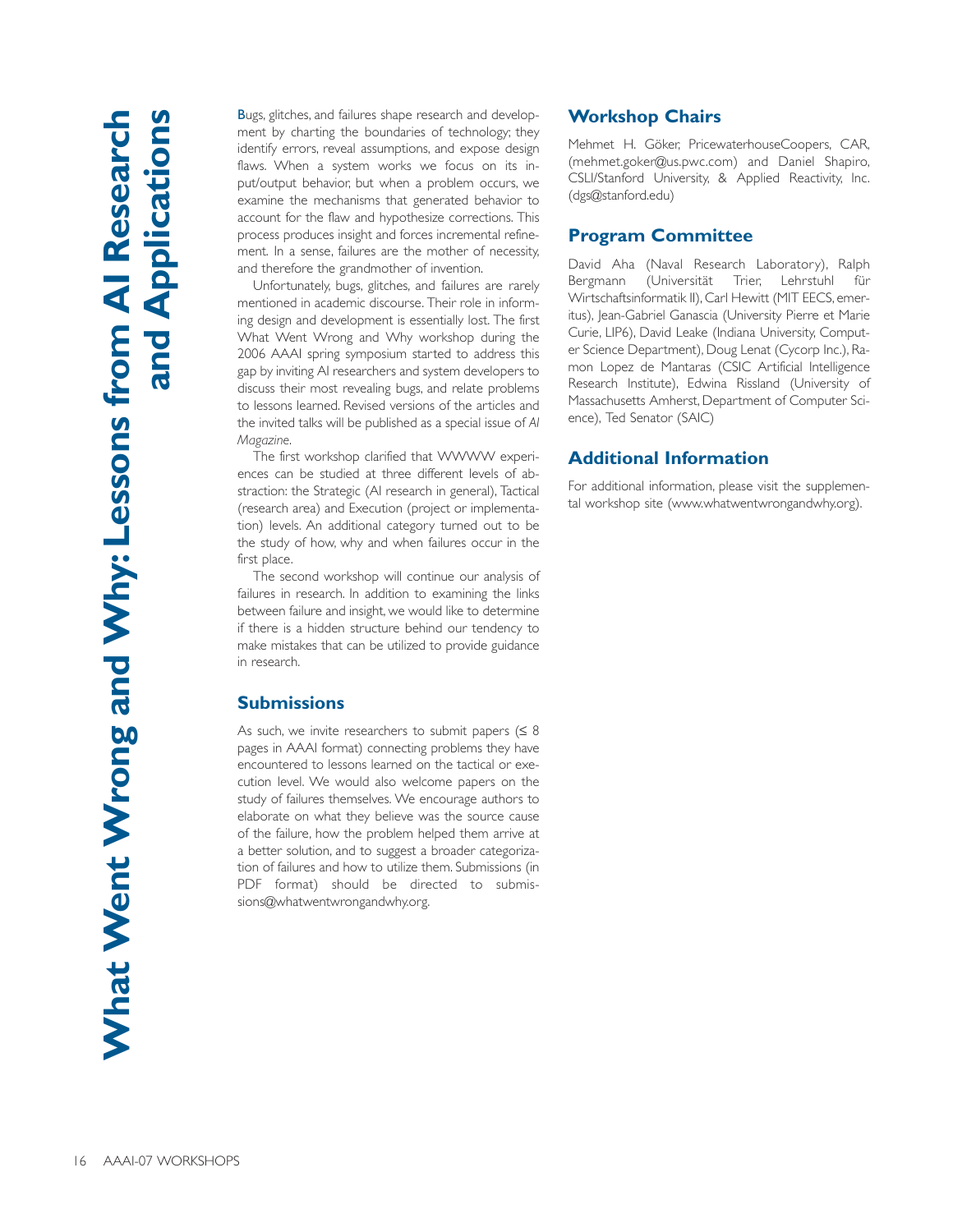# What Went Wrong and Why: Lessons from AI Research and Applications

Bugs, glitches, and failures shape research and development by charting the boundaries of technology; they identify errors, reveal assumptions, and expose design flaws. When a system works we focus on its input/output behavior, but when a problem occurs, we examine the mechanisms that generated behavior to account for the flaw and hypothesize corrections. This process produces insight and forces incremental refinement. In a sense, failures are the mother of necessity, and therefore the grandmother of invention.

Unfortunately, bugs, glitches, and failures are rarely mentioned in academic discourse. Their role in informing design and development is essentially lost. The first What Went Wrong and Why workshop during the 2006 AAAI spring symposium started to address this gap by inviting AI researchers and system developers to discuss their most revealing bugs, and relate problems to lessons learned. Revised versions of the articles and the invited talks will be published as a special issue of *AI Magazine*.

The first workshop clarified that WWWW experiences can be studied at three different levels of abstraction: the Strategic (AI research in general), Tactical (research area) and Execution (project or implementation) levels. An additional category turned out to be the study of how, why and when failures occur in the first place.

The second workshop will continue our analysis of failures in research. In addition to examining the links between failure and insight, we would like to determine if there is a hidden structure behind our tendency to make mistakes that can be utilized to provide guidance in research.

## Submissions

As such, we invite researchers to submit papers (≤ 8 pages in AAAI format) connecting problems they have encountered to lessons learned on the tactical or execution level. We would also welcome papers on the study of failures themselves. We encourage authors to elaborate on what they believe was the source cause of the failure, how the problem helped them arrive at a better solution, and to suggest a broader categorization of failures and how to utilize them. Submissions (in PDF format) should be directed to submissions@whatwentwrongandwhy.org.

## Workshop Chairs

Mehmet H. Göker, PricewaterhouseCoopers, CAR, (mehmet.goker@us.pwc.com) and Daniel Shapiro, CSLI/Stanford University, & Applied Reactivity, Inc. (dgs@stanford.edu)

## Program Committee

David Aha (Naval Research Laboratory), Ralph Bergmann (Universität Trier, Lehrstuhl für Wirtschaftsinformatik II), Carl Hewitt (MIT EECS, emeritus), Jean-Gabriel Ganascia (University Pierre et Marie Curie, LIP6), David Leake (Indiana University, Computer Science Department), Doug Lenat (Cycorp Inc.), Ramon Lopez de Mantaras (CSIC Artificial Intelligence Research Institute), Edwina Rissland (University of Massachusetts Amherst, Department of Computer Science), Ted Senator (SAIC)

## Additional Information

For additional information, please visit the supplemental workshop site (www.whatwentwrongandwhy.org).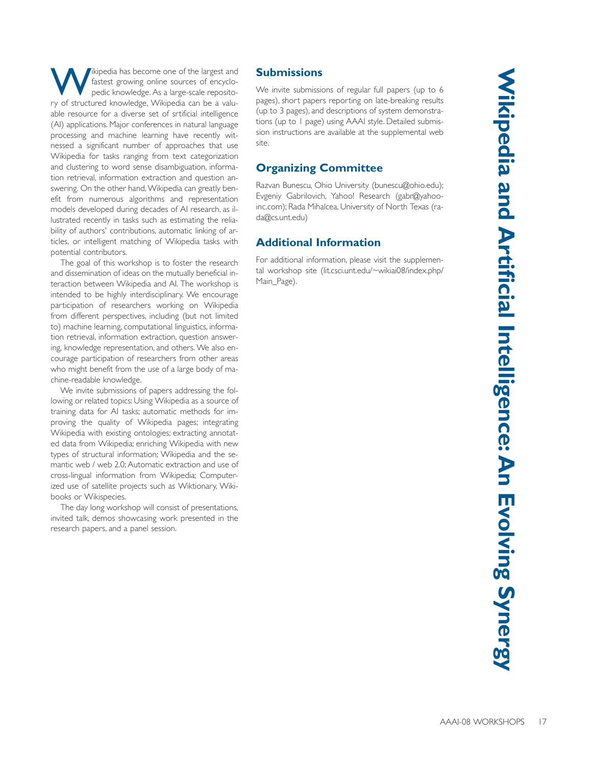# Wikipedia and Artificial Intelligence: An Evolving Synergy

Wikipedia has become one of the largest and fastest growing online sources of encyclopedic knowledge. As a large-scale repository of structured knowledge, Wikipedia can be a valuable resource for a diverse set of srtificial intelligence (AI) applications. Major conferences in natural language processing and machine learning have recently witnessed a significant number of approaches that use Wikipedia for tasks ranging from text categorization and clustering to word sense disambiguation, information retrieval, information extraction and question answering. On the other hand, Wikipedia can greatly benefit from numerous algorithms and representation models developed during decades of AI research, as illustrated recently in tasks such as estimating the reliability of authors' contributions, automatic linking of articles, or intelligent matching of Wikipedia tasks with potential contributors.

The goal of this workshop is to foster the research and dissemination of ideas on the mutually beneficial interaction between Wikipedia and AI. The workshop is intended to be highly interdisciplinary. We encourage participation of researchers working on Wikipedia from different perspectives, including (but not limited to) machine learning, computational linguistics, information retrieval, information extraction, question answering, knowledge representation, and others. We also encourage participation of researchers from other areas who might benefit from the use of a large body of machine-readable knowledge.

We invite submissions of papers addressing the following or related topics: Using Wikipedia as a source of training data for AI tasks; automatic methods for improving the quality of Wikipedia pages; integrating Wikipedia with existing ontologies; extracting annotated data from Wikipedia; enriching Wikipedia with new types of structural information; Wikipedia and the semantic web / web 2.0; Automatic extraction and use of cross-lingual information from Wikipedia; Computerized use of satellite projects such as Wiktionary, Wikibooks or Wikispecies.

The day long workshop will consist of presentations, invited talk, demos showcasing work presented in the research papers, and a panel session.

## Submissions

We invite submissions of regular full papers (up to 6 pages), short papers reporting on late-breaking results (up to 3 pages), and descriptions of system demonstrations (up to 1 page) using AAAI style. Detailed submission instructions are available at the supplemental web site.

## Organizing Committee

Razvan Bunescu, Ohio University (bunescu@ohio.edu); Evgeniy Gabrilovich, Yahoo! Research (gabr@yahoo-inc.com); Rada Mihalcea, University of North Texas (rada@cs.unt.edu)

## Additional Information

For additional information, please visit the supplemental workshop site (lit.csci.unt.edu/~wikiai08/index.php/Main_Page).